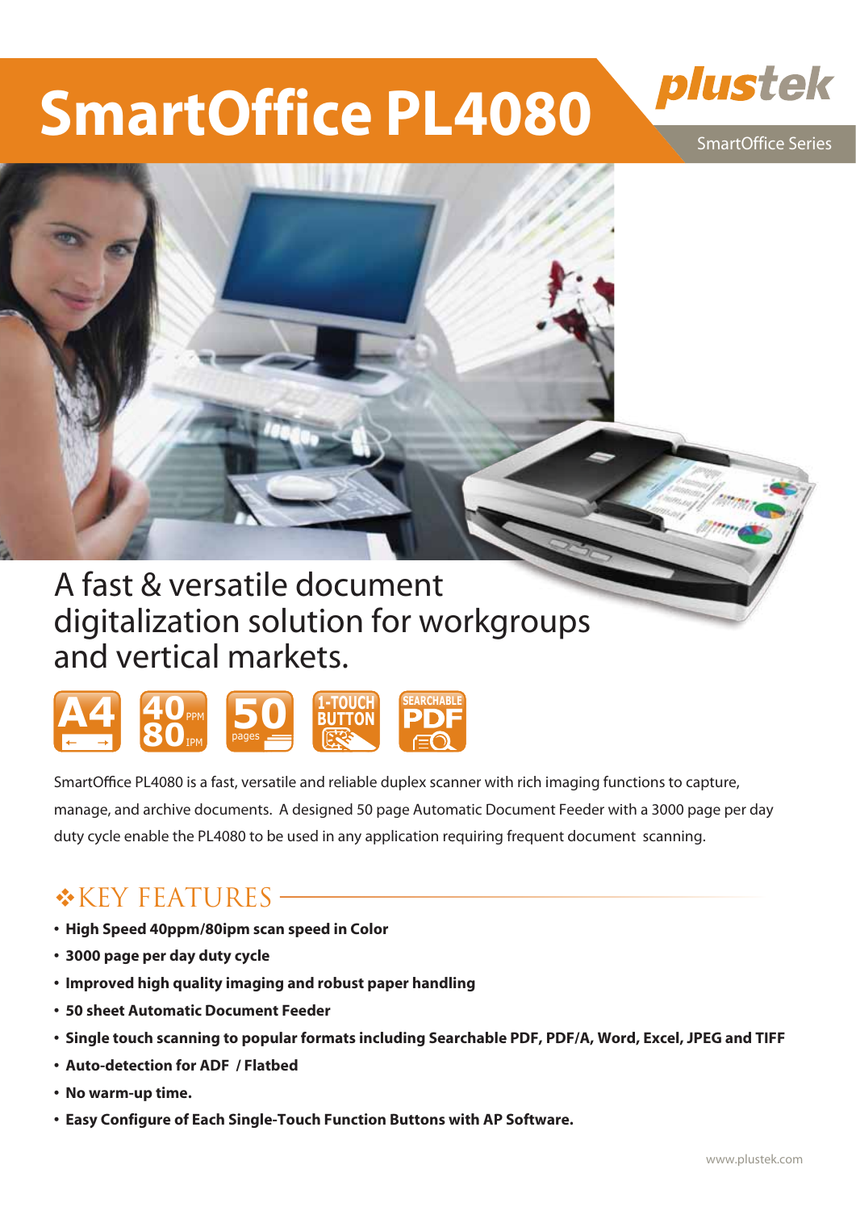# SmartOffice PL4080

plustek

SmartOffice Series

## A fast & versatile document digitalization solution for workgroups and vertical markets.

A4 | 40 PPM 80 IPM | 50 pages | 1-TOUCH BUTTON | SEARCHABLE PDF

SmartOffice PL4080 is a fast, versatile and reliable duplex scanner with rich imaging functions to capture, manage, and archive documents. A designed 50 page Automatic Document Feeder with a 3000 page per day duty cycle enable the PL4080 to be used in any application requiring frequent document scanning.

## ❖KEY FEATURES

- **High Speed 40ppm/80ipm scan speed in Color**
- **3000 page per day duty cycle**
- **Improved high quality imaging and robust paper handling**
- **50 sheet Automatic Document Feeder**
- **Single touch scanning to popular formats including Searchable PDF, PDF/A, Word, Excel, JPEG and TIFF**
- **Auto-detection for ADF / Flatbed**
- **No warm-up time.**
- **Easy Configure of Each Single-Touch Function Buttons with AP Software.**

www.plustek.com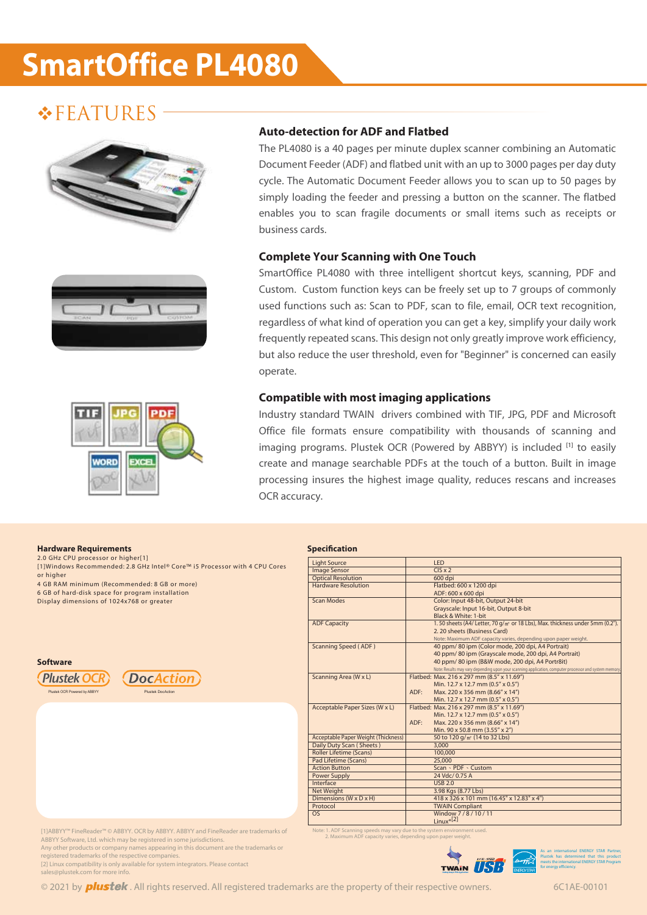# SmartOffice PL4080

## ❖FEATURES

### Auto-detection for ADF and Flatbed

The PL4080 is a 40 pages per minute duplex scanner combining an Automatic Document Feeder (ADF) and flatbed unit with an up to 3000 pages per day duty cycle. The Automatic Document Feeder allows you to scan up to 50 pages by simply loading the feeder and pressing a button on the scanner. The flatbed enables you to scan fragile documents or small items such as receipts or business cards.

### Complete Your Scanning with One Touch

SmartOffice PL4080 with three intelligent shortcut keys, scanning, PDF and Custom. Custom function keys can be freely set up to 7 groups of commonly used functions such as: Scan to PDF, scan to file, email, OCR text recognition, regardless of what kind of operation you can get a key, simplify your daily work frequently repeated scans. This design not only greatly improve work efficiency, but also reduce the user threshold, even for "Beginner" is concerned can easily operate.

### Compatible with most imaging applications

Industry standard TWAIN drivers combined with TIF, JPG, PDF and Microsoft Office file formats ensure compatibility with thousands of scanning and imaging programs. Plustek OCR (Powered by ABBYY) is included [1] to easily create and manage searchable PDFs at the touch of a button. Built in image processing insures the highest image quality, reduces rescans and increases OCR accuracy.

**Hardware Requirements**

2.0 GHz CPU processor or higher[1]
[1]Windows Recommended: 2.8 GHz Intel® Core™ i5 Processor with 4 CPU Cores or higher
4 GB RAM minimum (Recommended: 8 GB or more)
6 GB of hard-disk space for program installation
Display dimensions of 1024x768 or greater

**Software**

Plustek OCR — Plustek OCR Powered by ABBYY
DocAction — Plustek DocAction

**Specification**

| | |
|---|---|
| Light Source | LED |
| Image Sensor | CIS x 2 |
| Optical Resolution | 600 dpi |
| Hardware Resolution | Flatbed: 600 x 1200 dpi<br>ADF: 600 x 600 dpi |
| Scan Modes | Color: Input 48-bit, Output 24-bit<br>Grayscale: Input 16-bit, Output 8-bit<br>Black & White: 1-bit |
| ADF Capacity | 1. 50 sheets (A4/ Letter, 70 g/㎡ or 18 Lbs), Max. thickness under 5mm (0.2").<br>2. 20 sheets (Business Card)<br>Note: Maximum ADF capacity varies, depending upon paper weight. |
| Scanning Speed ( ADF ) | 40 ppm/ 80 ipm (Color mode, 200 dpi, A4 Portrait)<br>40 ppm/ 80 ipm (Grayscale mode, 200 dpi, A4 Portrait)<br>40 ppm/ 80 ipm (B&W mode, 200 dpi, A4 Portr8it)<br>Note: Results may vary depending upon your scanning application, computer processor and system memory. |
| Scanning Area (W x L) | Flatbed: Max. 216 x 297 mm (8.5" x 11.69")<br>Min. 12.7 x 12.7 mm (0.5" x 0.5")<br>ADF: Max. 220 x 356 mm (8.66" x 14")<br>Min. 12.7 x 12.7 mm (0.5" x 0.5") |
| Acceptable Paper Sizes (W x L) | Flatbed: Max. 216 x 297 mm (8.5" x 11.69")<br>Min. 12.7 x 12.7 mm (0.5" x 0.5")<br>ADF: Max. 220 x 356 mm (8.66" x 14")<br>Min. 90 x 50.8 mm (3.55" x 2") |
| Acceptable Paper Weight (Thickness) | 50 to 120 g/㎡ (14 to 32 Lbs) |
| Daily Duty Scan ( Sheets ) | 3,000 |
| Roller Lifetime (Scans) | 100,000 |
| Pad Lifetime (Scans) | 25,000 |
| Action Button | Scan 、PDF 、Custom |
| Power Supply | 24 Vdc/ 0.75 A |
| Interface | USB 2.0 |
| Net Weight | 3.98 Kgs (8.77 Lbs) |
| Dimensions (W x D x H) | 418 x 326 x 101 mm (16.45" x 12.83" x 4") |
| Protocol | TWAIN Compliant |
| OS | Window 7 / 8 / 10 / 11<br>Linux*[2] |

Note: 1. ADF Scanning speeds may vary due to the system environment used.
2. Maximum ADF capacity varies, depending upon paper weight.

[1]ABBYY™ FineReader™ © ABBYY. OCR by ABBYY. ABBYY and FineReader are trademarks of ABBYY Software, Ltd. which may be registered in some jurisdictions.
Any other products or company names appearing in this document are the trademarks or registered trademarks of the respective companies.
[2] Linux compatibility is only available for system integrators. Please contact sales@plustek.com for more info.

As an international ENERGY STAR Partner, Plustek has determined that this product meets the international ENERGY STAR Program for energy efficiency.

© 2021 by plustek . All rights reserved. All registered trademarks are the property of their respective owners.

6C1AE-00101